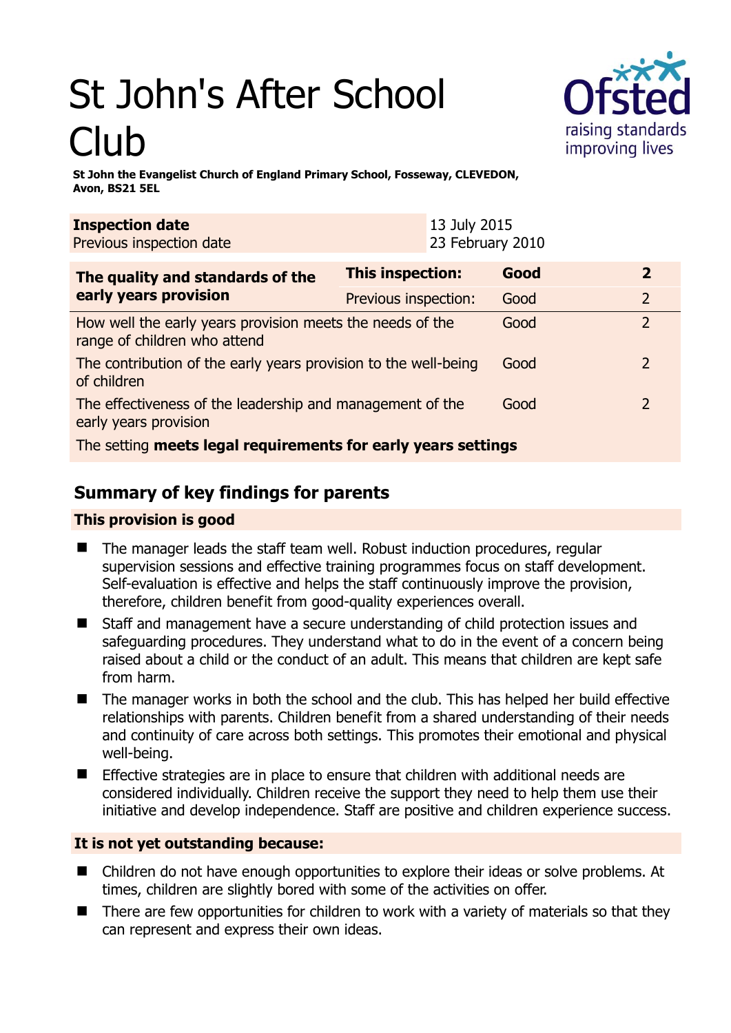# St John's After School Club

**St John the Evangelist Church of England Primary School, Fosseway, CLEVEDON, Avon, BS21 5EL**

| **Inspection date** | 13 July 2015 |
|---|---|
| Previous inspection date | 23 February 2010 |

| **The quality and standards of the early years provision** | **This inspection:** | **Good** | **2** |
|---|---|---|---|
| | Previous inspection: | Good | 2 |
| How well the early years provision meets the needs of the range of children who attend | | Good | 2 |
| The contribution of the early years provision to the well-being of children | | Good | 2 |
| The effectiveness of the leadership and management of the early years provision | | Good | 2 |
| The setting **meets legal requirements for early years settings** | | | |

## Summary of key findings for parents

### This provision is good

- The manager leads the staff team well. Robust induction procedures, regular supervision sessions and effective training programmes focus on staff development. Self-evaluation is effective and helps the staff continuously improve the provision, therefore, children benefit from good-quality experiences overall.
- Staff and management have a secure understanding of child protection issues and safeguarding procedures. They understand what to do in the event of a concern being raised about a child or the conduct of an adult. This means that children are kept safe from harm.
- The manager works in both the school and the club. This has helped her build effective relationships with parents. Children benefit from a shared understanding of their needs and continuity of care across both settings. This promotes their emotional and physical well-being.
- Effective strategies are in place to ensure that children with additional needs are considered individually. Children receive the support they need to help them use their initiative and develop independence. Staff are positive and children experience success.

### It is not yet outstanding because:

- Children do not have enough opportunities to explore their ideas or solve problems. At times, children are slightly bored with some of the activities on offer.
- There are few opportunities for children to work with a variety of materials so that they can represent and express their own ideas.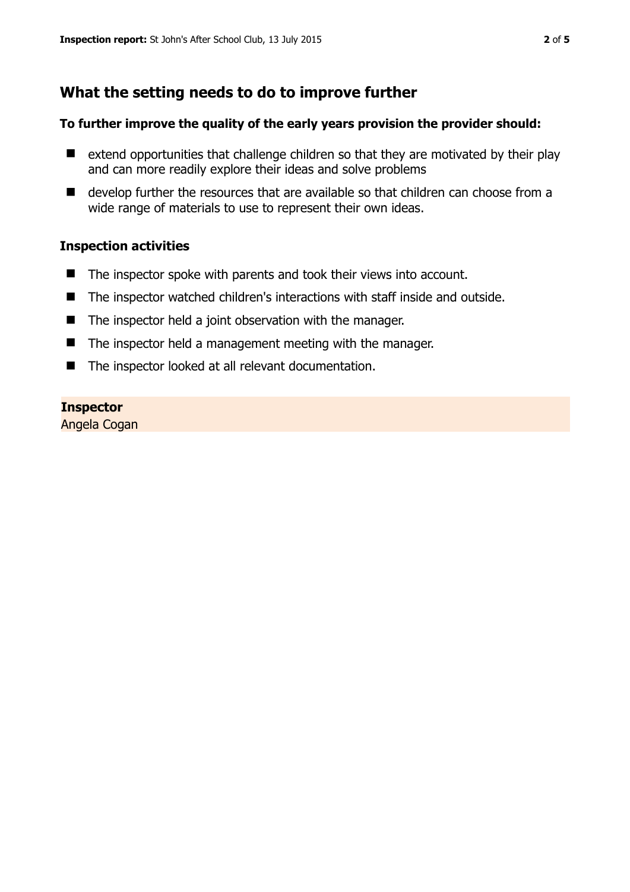## What the setting needs to do to improve further

**To further improve the quality of the early years provision the provider should:**

- extend opportunities that challenge children so that they are motivated by their play and can more readily explore their ideas and solve problems
- develop further the resources that are available so that children can choose from a wide range of materials to use to represent their own ideas.

### Inspection activities

- The inspector spoke with parents and took their views into account.
- The inspector watched children's interactions with staff inside and outside.
- The inspector held a joint observation with the manager.
- The inspector held a management meeting with the manager.
- The inspector looked at all relevant documentation.

**Inspector**
Angela Cogan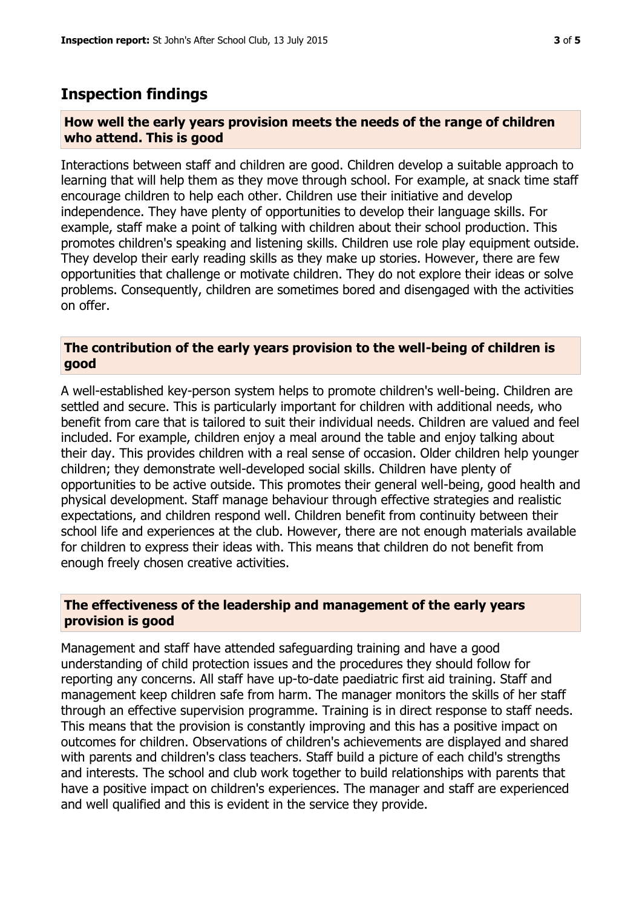## Inspection findings

### How well the early years provision meets the needs of the range of children who attend. This is good

Interactions between staff and children are good. Children develop a suitable approach to learning that will help them as they move through school. For example, at snack time staff encourage children to help each other. Children use their initiative and develop independence. They have plenty of opportunities to develop their language skills. For example, staff make a point of talking with children about their school production. This promotes children's speaking and listening skills. Children use role play equipment outside. They develop their early reading skills as they make up stories. However, there are few opportunities that challenge or motivate children. They do not explore their ideas or solve problems. Consequently, children are sometimes bored and disengaged with the activities on offer.

### The contribution of the early years provision to the well-being of children is good

A well-established key-person system helps to promote children's well-being. Children are settled and secure. This is particularly important for children with additional needs, who benefit from care that is tailored to suit their individual needs. Children are valued and feel included. For example, children enjoy a meal around the table and enjoy talking about their day. This provides children with a real sense of occasion. Older children help younger children; they demonstrate well-developed social skills. Children have plenty of opportunities to be active outside. This promotes their general well-being, good health and physical development. Staff manage behaviour through effective strategies and realistic expectations, and children respond well. Children benefit from continuity between their school life and experiences at the club. However, there are not enough materials available for children to express their ideas with. This means that children do not benefit from enough freely chosen creative activities.

### The effectiveness of the leadership and management of the early years provision is good

Management and staff have attended safeguarding training and have a good understanding of child protection issues and the procedures they should follow for reporting any concerns. All staff have up-to-date paediatric first aid training. Staff and management keep children safe from harm. The manager monitors the skills of her staff through an effective supervision programme. Training is in direct response to staff needs. This means that the provision is constantly improving and this has a positive impact on outcomes for children. Observations of children's achievements are displayed and shared with parents and children's class teachers. Staff build a picture of each child's strengths and interests. The school and club work together to build relationships with parents that have a positive impact on children's experiences. The manager and staff are experienced and well qualified and this is evident in the service they provide.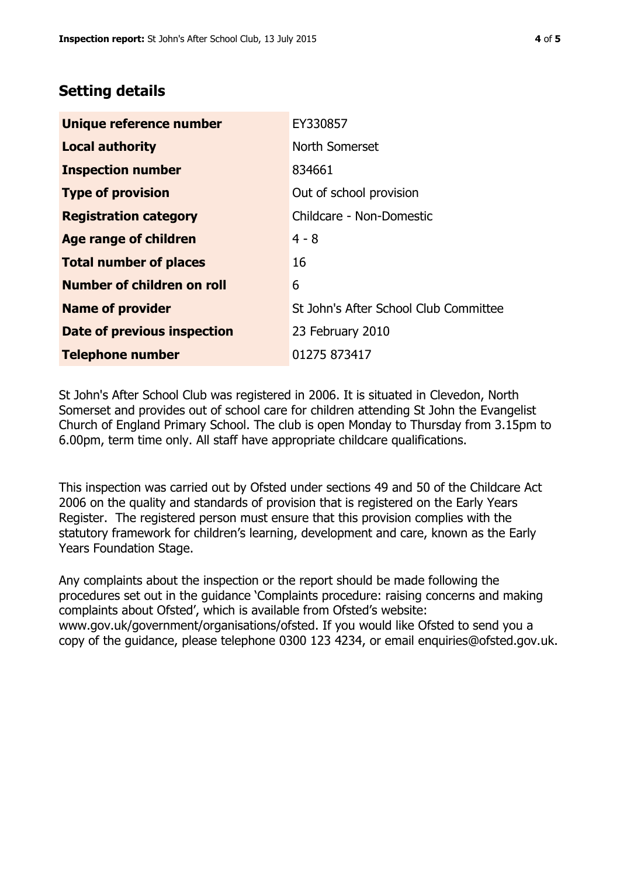## Setting details

| | |
|---|---|
| **Unique reference number** | EY330857 |
| **Local authority** | North Somerset |
| **Inspection number** | 834661 |
| **Type of provision** | Out of school provision |
| **Registration category** | Childcare - Non-Domestic |
| **Age range of children** | 4 - 8 |
| **Total number of places** | 16 |
| **Number of children on roll** | 6 |
| **Name of provider** | St John's After School Club Committee |
| **Date of previous inspection** | 23 February 2010 |
| **Telephone number** | 01275 873417 |

St John's After School Club was registered in 2006. It is situated in Clevedon, North Somerset and provides out of school care for children attending St John the Evangelist Church of England Primary School. The club is open Monday to Thursday from 3.15pm to 6.00pm, term time only. All staff have appropriate childcare qualifications.

This inspection was carried out by Ofsted under sections 49 and 50 of the Childcare Act 2006 on the quality and standards of provision that is registered on the Early Years Register. The registered person must ensure that this provision complies with the statutory framework for children's learning, development and care, known as the Early Years Foundation Stage.

Any complaints about the inspection or the report should be made following the procedures set out in the guidance 'Complaints procedure: raising concerns and making complaints about Ofsted', which is available from Ofsted's website: www.gov.uk/government/organisations/ofsted. If you would like Ofsted to send you a copy of the guidance, please telephone 0300 123 4234, or email enquiries@ofsted.gov.uk.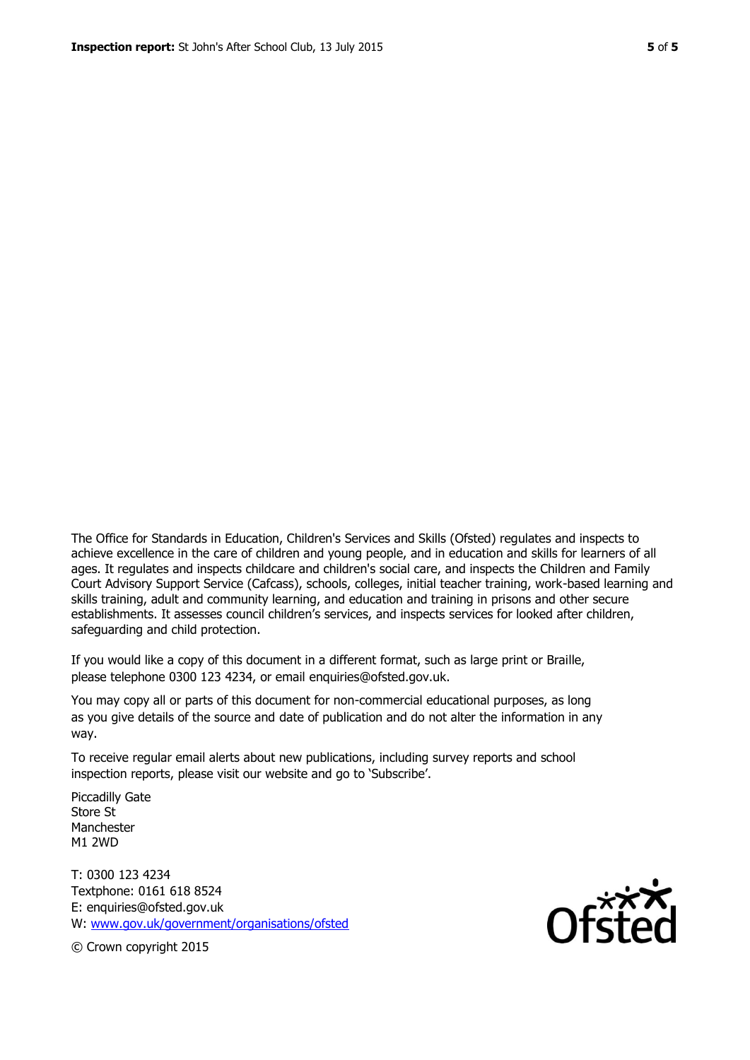The Office for Standards in Education, Children's Services and Skills (Ofsted) regulates and inspects to achieve excellence in the care of children and young people, and in education and skills for learners of all ages. It regulates and inspects childcare and children's social care, and inspects the Children and Family Court Advisory Support Service (Cafcass), schools, colleges, initial teacher training, work-based learning and skills training, adult and community learning, and education and training in prisons and other secure establishments. It assesses council children's services, and inspects services for looked after children, safeguarding and child protection.

If you would like a copy of this document in a different format, such as large print or Braille, please telephone 0300 123 4234, or email enquiries@ofsted.gov.uk.

You may copy all or parts of this document for non-commercial educational purposes, as long as you give details of the source and date of publication and do not alter the information in any way.

To receive regular email alerts about new publications, including survey reports and school inspection reports, please visit our website and go to 'Subscribe'.

Piccadilly Gate
Store St
Manchester
M1 2WD

T: 0300 123 4234
Textphone: 0161 618 8524
E: enquiries@ofsted.gov.uk
W: [www.gov.uk/government/organisations/ofsted](http://www.gov.uk/government/organisations/ofsted)

© Crown copyright 2015